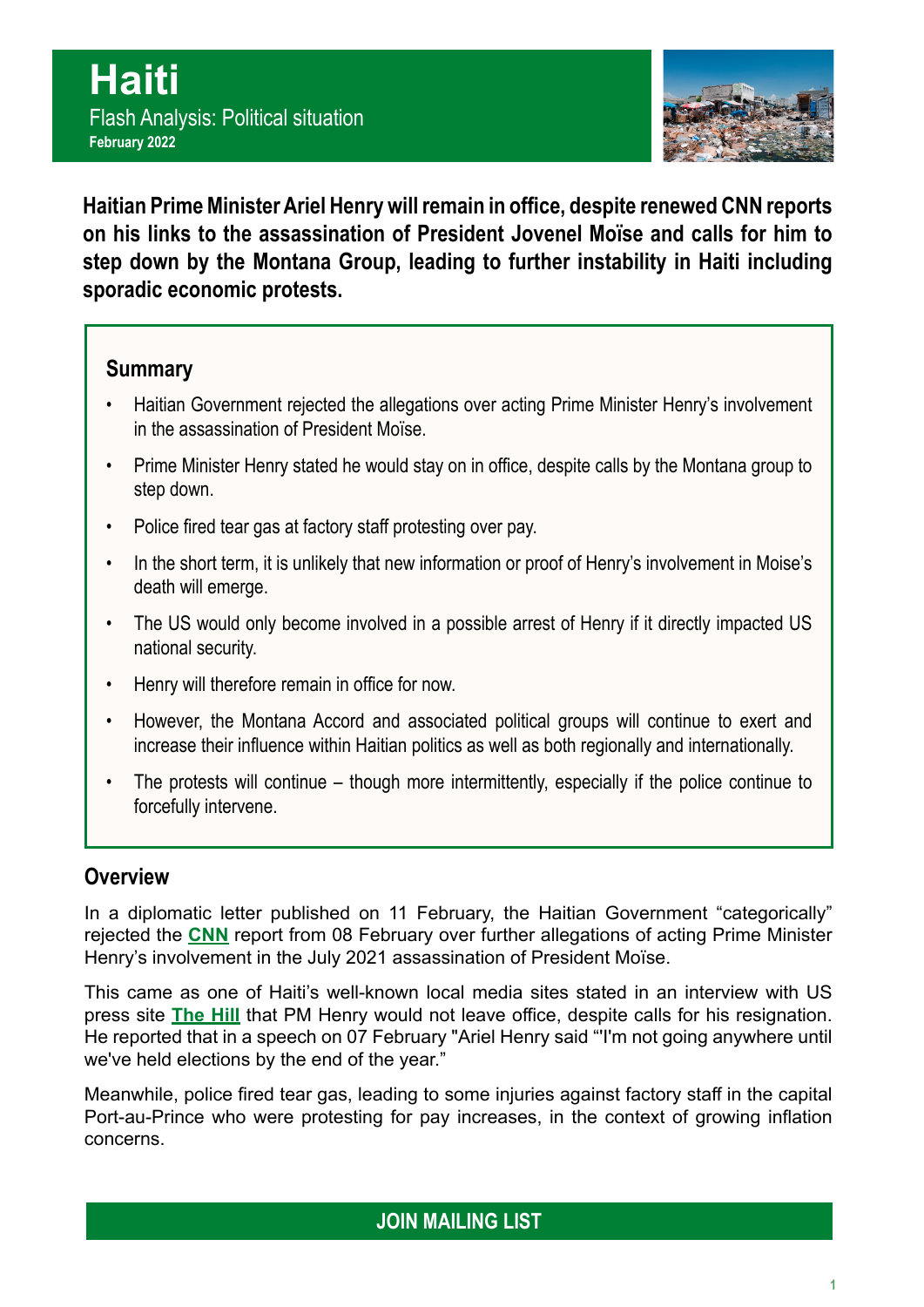# Haiti

Flash Analysis: Political situation

**February 2022**

**Haitian Prime Minister Ariel Henry will remain in office, despite renewed CNN reports on his links to the assassination of President Jovenel Moïse and calls for him to step down by the Montana Group, leading to further instability in Haiti including sporadic economic protests.**

## Summary

- Haitian Government rejected the allegations over acting Prime Minister Henry's involvement in the assassination of President Moïse.
- Prime Minister Henry stated he would stay on in office, despite calls by the Montana group to step down.
- Police fired tear gas at factory staff protesting over pay.
- In the short term, it is unlikely that new information or proof of Henry's involvement in Moise's death will emerge.
- The US would only become involved in a possible arrest of Henry if it directly impacted US national security.
- Henry will therefore remain in office for now.
- However, the Montana Accord and associated political groups will continue to exert and increase their influence within Haitian politics as well as both regionally and internationally.
- The protests will continue – though more intermittently, especially if the police continue to forcefully intervene.

## Overview

In a diplomatic letter published on 11 February, the Haitian Government "categorically" rejected the **CNN** report from 08 February over further allegations of acting Prime Minister Henry's involvement in the July 2021 assassination of President Moïse.

This came as one of Haiti's well-known local media sites stated in an interview with US press site **The Hill** that PM Henry would not leave office, despite calls for his resignation. He reported that in a speech on 07 February "Ariel Henry said "'I'm not going anywhere until we've held elections by the end of the year."

Meanwhile, police fired tear gas, leading to some injuries against factory staff in the capital Port-au-Prince who were protesting for pay increases, in the context of growing inflation concerns.

**JOIN MAILING LIST**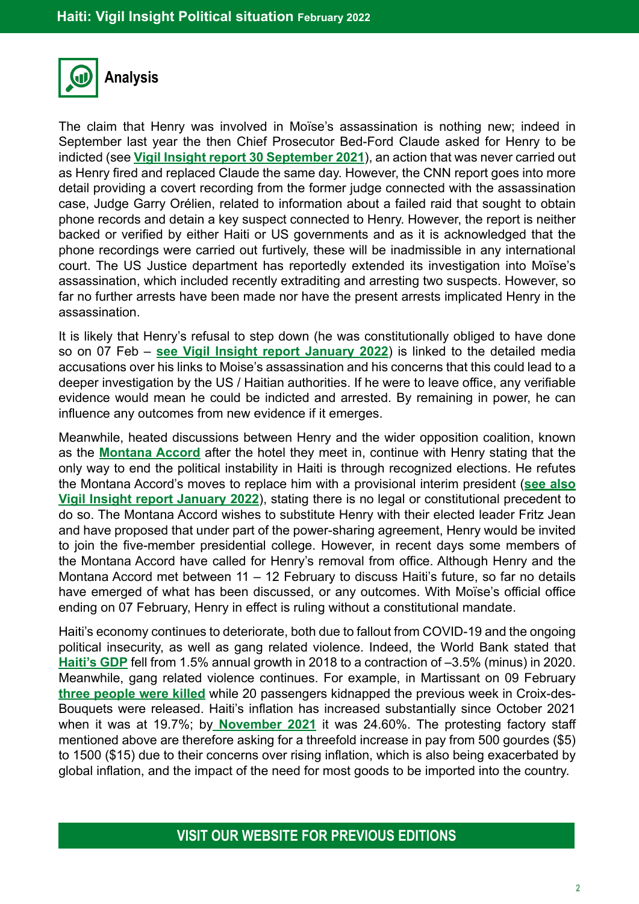## Analysis

The claim that Henry was involved in Moïse's assassination is nothing new; indeed in September last year the then Chief Prosecutor Bed-Ford Claude asked for Henry to be indicted (see **Vigil Insight report 30 September 2021**), an action that was never carried out as Henry fired and replaced Claude the same day. However, the CNN report goes into more detail providing a covert recording from the former judge connected with the assassination case, Judge Garry Orélien, related to information about a failed raid that sought to obtain phone records and detain a key suspect connected to Henry. However, the report is neither backed or verified by either Haiti or US governments and as it is acknowledged that the phone recordings were carried out furtively, these will be inadmissible in any international court. The US Justice department has reportedly extended its investigation into Moïse's assassination, which included recently extraditing and arresting two suspects. However, so far no further arrests have been made nor have the present arrests implicated Henry in the assassination.

It is likely that Henry's refusal to step down (he was constitutionally obliged to have done so on 07 Feb – **see Vigil Insight report January 2022**) is linked to the detailed media accusations over his links to Moise's assassination and his concerns that this could lead to a deeper investigation by the US / Haitian authorities. If he were to leave office, any verifiable evidence would mean he could be indicted and arrested. By remaining in power, he can influence any outcomes from new evidence if it emerges.

Meanwhile, heated discussions between Henry and the wider opposition coalition, known as the **Montana Accord** after the hotel they meet in, continue with Henry stating that the only way to end the political instability in Haiti is through recognized elections. He refutes the Montana Accord's moves to replace him with a provisional interim president (**see also Vigil Insight report January 2022**), stating there is no legal or constitutional precedent to do so. The Montana Accord wishes to substitute Henry with their elected leader Fritz Jean and have proposed that under part of the power-sharing agreement, Henry would be invited to join the five-member presidential college. However, in recent days some members of the Montana Accord have called for Henry's removal from office. Although Henry and the Montana Accord met between 11 – 12 February to discuss Haiti's future, so far no details have emerged of what has been discussed, or any outcomes. With Moïse's official office ending on 07 February, Henry in effect is ruling without a constitutional mandate.

Haiti's economy continues to deteriorate, both due to fallout from COVID-19 and the ongoing political insecurity, as well as gang related violence. Indeed, the World Bank stated that **Haiti's GDP** fell from 1.5% annual growth in 2018 to a contraction of –3.5% (minus) in 2020. Meanwhile, gang related violence continues. For example, in Martissant on 09 February **three people were killed** while 20 passengers kidnapped the previous week in Croix-des-Bouquets were released. Haiti's inflation has increased substantially since October 2021 when it was at 19.7%; by **November 2021** it was 24.60%. The protesting factory staff mentioned above are therefore asking for a threefold increase in pay from 500 gourdes ($5) to 1500 ($15) due to their concerns over rising inflation, which is also being exacerbated by global inflation, and the impact of the need for most goods to be imported into the country.

**VISIT OUR WEBSITE FOR PREVIOUS EDITIONS**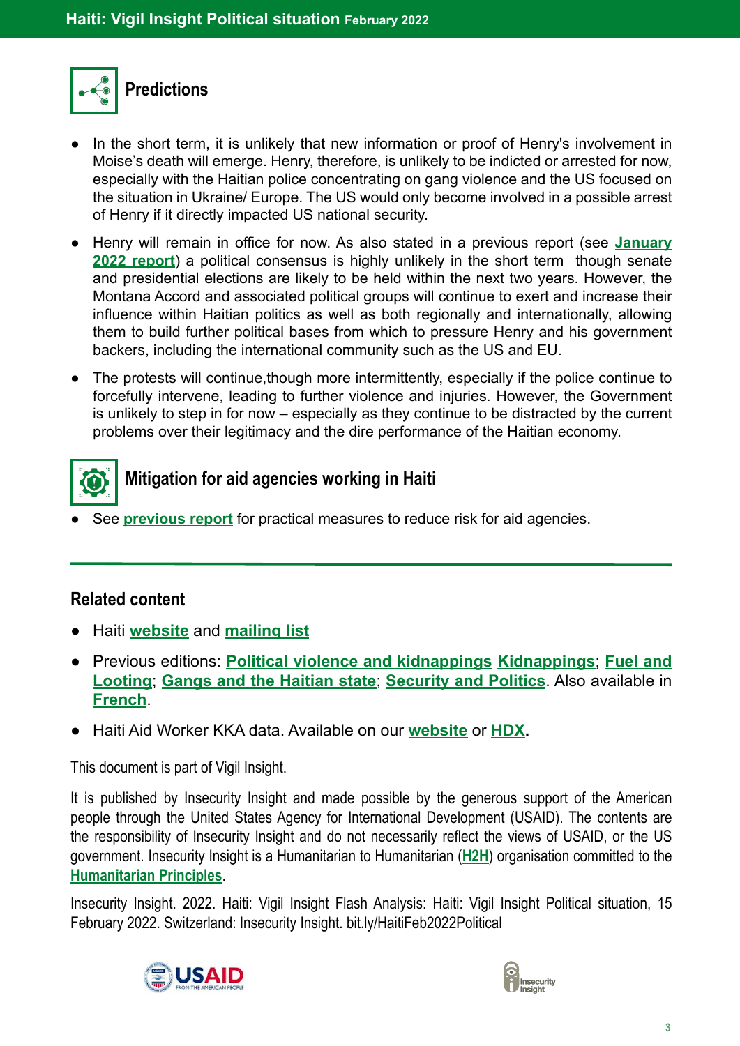## Predictions

- In the short term, it is unlikely that new information or proof of Henry's involvement in Moise's death will emerge. Henry, therefore, is unlikely to be indicted or arrested for now, especially with the Haitian police concentrating on gang violence and the US focused on the situation in Ukraine/ Europe. The US would only become involved in a possible arrest of Henry if it directly impacted US national security.
- Henry will remain in office for now. As also stated in a previous report (see **January 2022 report**) a political consensus is highly unlikely in the short term though senate and presidential elections are likely to be held within the next two years. However, the Montana Accord and associated political groups will continue to exert and increase their influence within Haitian politics as well as both regionally and internationally, allowing them to build further political bases from which to pressure Henry and his government backers, including the international community such as the US and EU.
- The protests will continue,though more intermittently, especially if the police continue to forcefully intervene, leading to further violence and injuries. However, the Government is unlikely to step in for now – especially as they continue to be distracted by the current problems over their legitimacy and the dire performance of the Haitian economy.

## Mitigation for aid agencies working in Haiti

- See **previous report** for practical measures to reduce risk for aid agencies.

---

## Related content

- Haiti **website** and **mailing list**
- Previous editions: **Political violence and kidnappings** **Kidnappings**; **Fuel and Looting**; **Gangs and the Haitian state**; **Security and Politics**. Also available in **French**.
- Haiti Aid Worker KKA data. Available on our **website** or **HDX.**

This document is part of Vigil Insight.

It is published by Insecurity Insight and made possible by the generous support of the American people through the United States Agency for International Development (USAID). The contents are the responsibility of Insecurity Insight and do not necessarily reflect the views of USAID, or the US government. Insecurity Insight is a Humanitarian to Humanitarian (**H2H**) organisation committed to the **Humanitarian Principles**.

Insecurity Insight. 2022. Haiti: Vigil Insight Flash Analysis: Haiti: Vigil Insight Political situation, 15 February 2022. Switzerland: Insecurity Insight. bit.ly/HaitiFeb2022Political